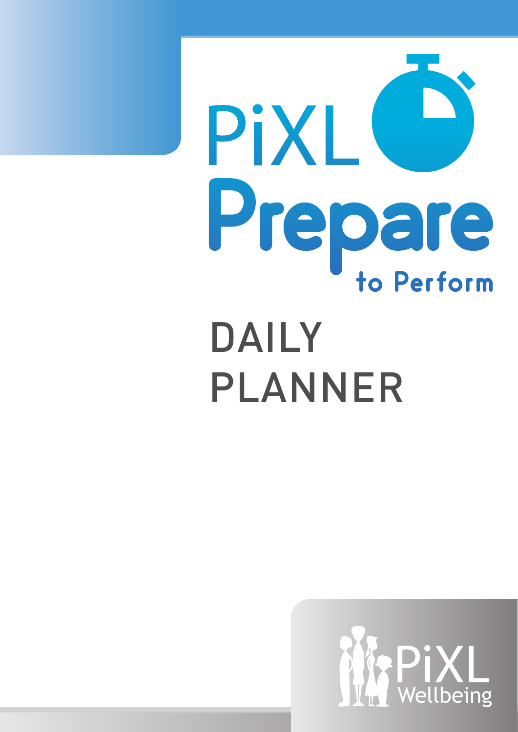# PiXL Prepare

to Perform

# DAILY PLANNER

PiXL Wellbeing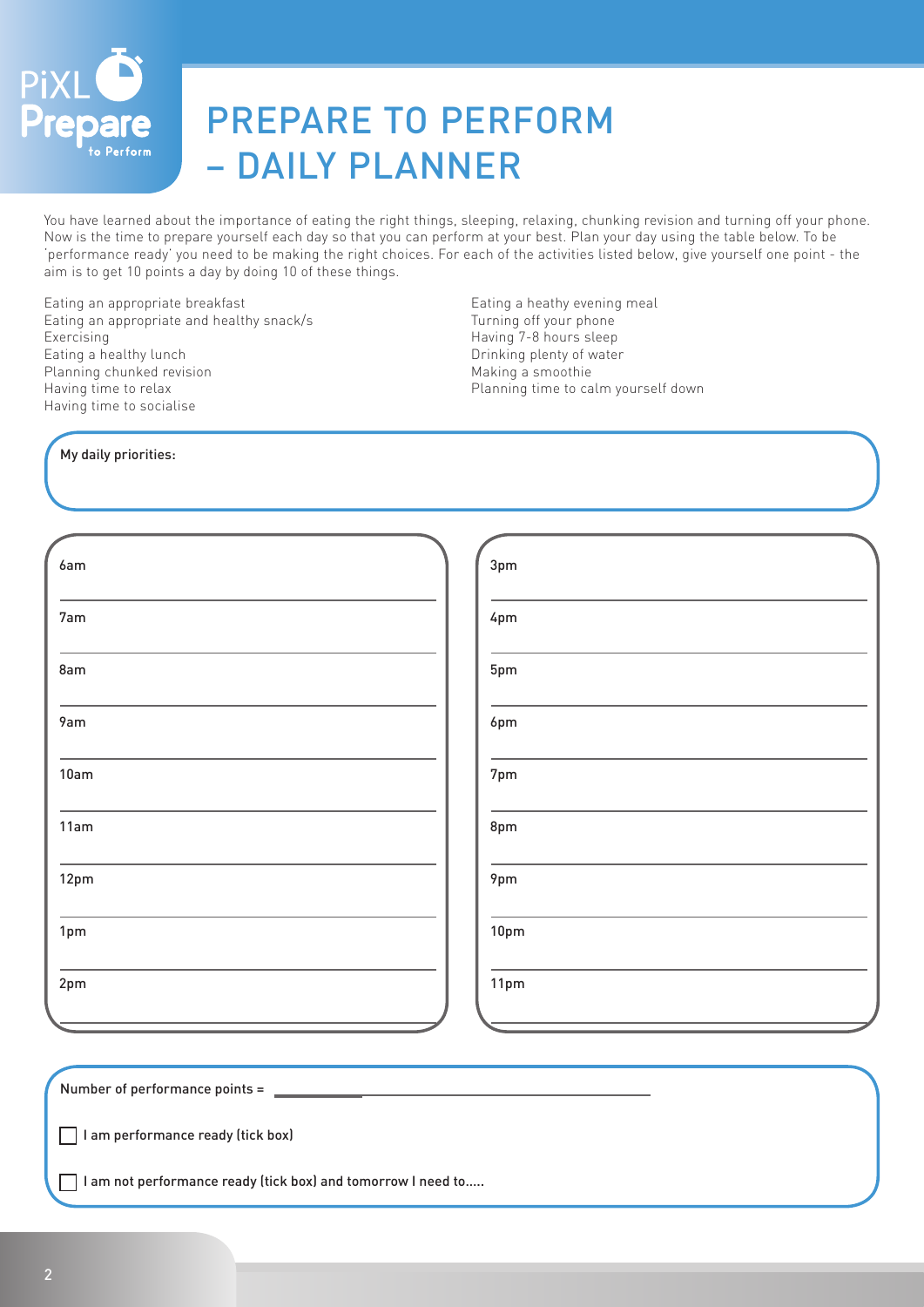# PREPARE TO PERFORM – DAILY PLANNER

You have learned about the importance of eating the right things, sleeping, relaxing, chunking revision and turning off your phone. Now is the time to prepare yourself each day so that you can perform at your best. Plan your day using the table below. To be 'performance ready' you need to be making the right choices. For each of the activities listed below, give yourself one point - the aim is to get 10 points a day by doing 10 of these things.

Eating an appropriate breakfast
Eating an appropriate and healthy snack/s
Exercising
Eating a healthy lunch
Planning chunked revision
Having time to relax
Having time to socialise
Eating a heathy evening meal
Turning off your phone
Having 7-8 hours sleep
Drinking plenty of water
Making a smoothie
Planning time to calm yourself down

**My daily priorities:**

| Time | Plan | Time | Plan |
|---|---|---|---|
| 6am | | 3pm | |
| 7am | | 4pm | |
| 8am | | 5pm | |
| 9am | | 6pm | |
| 10am | | 7pm | |
| 11am | | 8pm | |
| 12pm | | 9pm | |
| 1pm | | 10pm | |
| 2pm | | 11pm | |

Number of performance points = ____________

☐ I am performance ready (tick box)

☐ I am not performance ready (tick box) and tomorrow I need to.....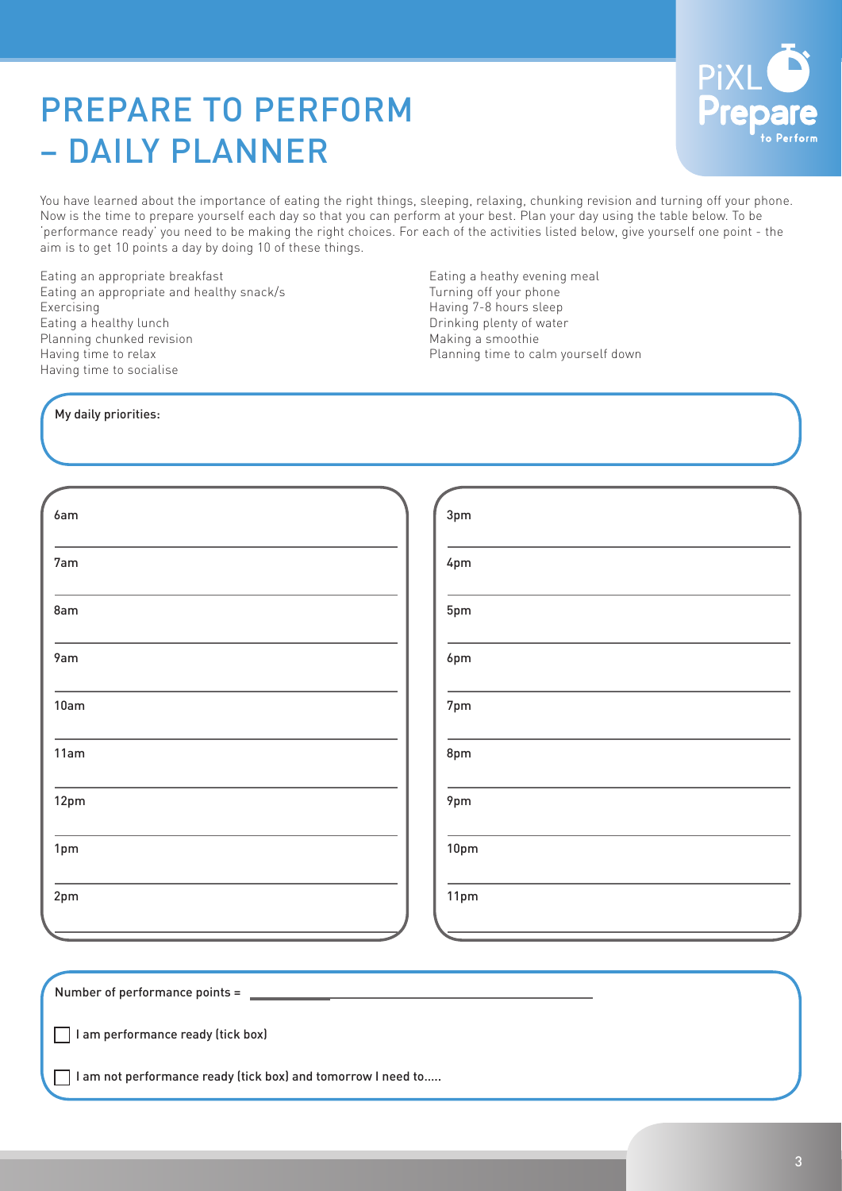# PREPARE TO PERFORM – DAILY PLANNER

You have learned about the importance of eating the right things, sleeping, relaxing, chunking revision and turning off your phone. Now is the time to prepare yourself each day so that you can perform at your best. Plan your day using the table below. To be 'performance ready' you need to be making the right choices. For each of the activities listed below, give yourself one point - the aim is to get 10 points a day by doing 10 of these things.

Eating an appropriate breakfast
Eating an appropriate and healthy snack/s
Exercising
Eating a healthy lunch
Planning chunked revision
Having time to relax
Having time to socialise
Eating a heathy evening meal
Turning off your phone
Having 7-8 hours sleep
Drinking plenty of water
Making a smoothie
Planning time to calm yourself down

My daily priorities:

| Time | | Time | |
|---|---|---|---|
| 6am | | 3pm | |
| 7am | | 4pm | |
| 8am | | 5pm | |
| 9am | | 6pm | |
| 10am | | 7pm | |
| 11am | | 8pm | |
| 12pm | | 9pm | |
| 1pm | | 10pm | |
| 2pm | | 11pm | |

Number of performance points = ______________________

☐ I am performance ready (tick box)

☐ I am not performance ready (tick box) and tomorrow I need to.....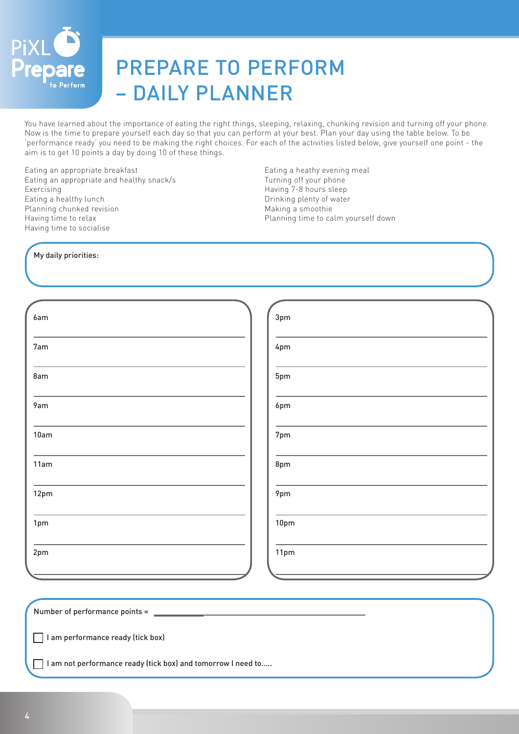# PREPARE TO PERFORM – DAILY PLANNER

You have learned about the importance of eating the right things, sleeping, relaxing, chunking revision and turning off your phone. Now is the time to prepare yourself each day so that you can perform at your best. Plan your day using the table below. To be 'performance ready' you need to be making the right choices. For each of the activities listed below, give yourself one point - the aim is to get 10 points a day by doing 10 of these things.

- Eating an appropriate breakfast
- Eating an appropriate and healthy snack/s
- Exercising
- Eating a healthy lunch
- Planning chunked revision
- Having time to relax
- Having time to socialise
- Eating a heathy evening meal
- Turning off your phone
- Having 7-8 hours sleep
- Drinking plenty of water
- Making a smoothie
- Planning time to calm yourself down

**My daily priorities:**

| | |
|---|---|
| 6am | 3pm |
| 7am | 4pm |
| 8am | 5pm |
| 9am | 6pm |
| 10am | 7pm |
| 11am | 8pm |
| 12pm | 9pm |
| 1pm | 10pm |
| 2pm | 11pm |

Number of performance points = ____________________

☐ I am performance ready (tick box)

☐ I am not performance ready (tick box) and tomorrow I need to.....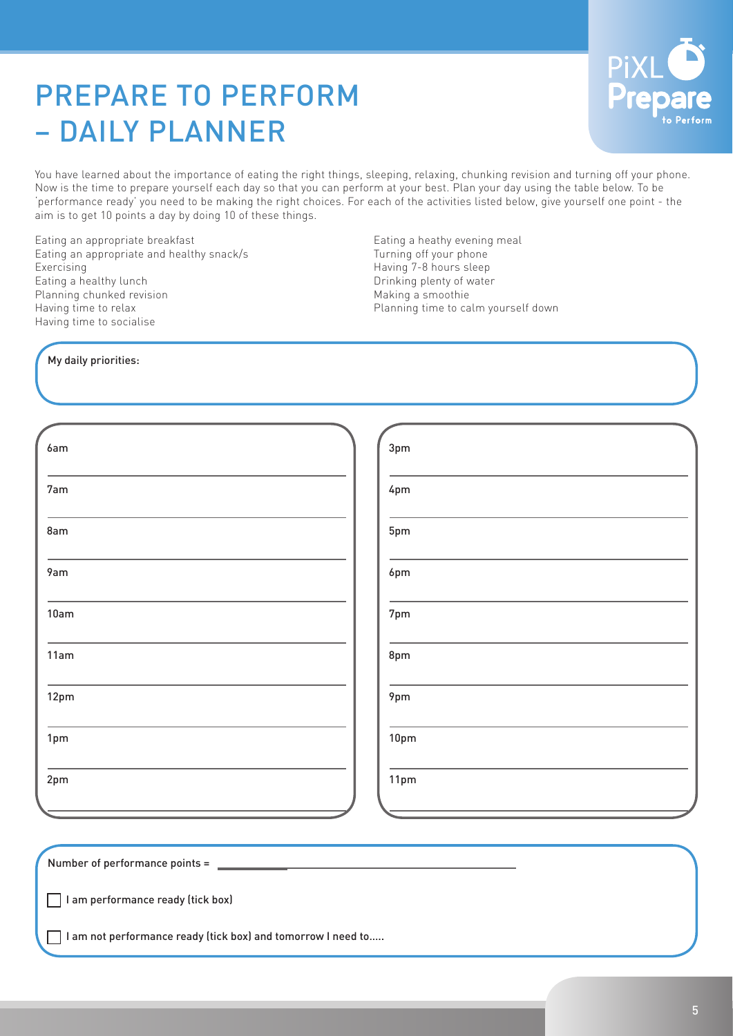# PREPARE TO PERFORM – DAILY PLANNER

You have learned about the importance of eating the right things, sleeping, relaxing, chunking revision and turning off your phone. Now is the time to prepare yourself each day so that you can perform at your best. Plan your day using the table below. To be 'performance ready' you need to be making the right choices. For each of the activities listed below, give yourself one point - the aim is to get 10 points a day by doing 10 of these things.

Eating an appropriate breakfast
Eating an appropriate and healthy snack/s
Exercising
Eating a healthy lunch
Planning chunked revision
Having time to relax
Having time to socialise
Eating a heathy evening meal
Turning off your phone
Having 7-8 hours sleep
Drinking plenty of water
Making a smoothie
Planning time to calm yourself down

**My daily priorities:**

| | |
|---|---|
| 6am | 3pm |
| 7am | 4pm |
| 8am | 5pm |
| 9am | 6pm |
| 10am | 7pm |
| 11am | 8pm |
| 12pm | 9pm |
| 1pm | 10pm |
| 2pm | 11pm |

Number of performance points = ____________________

☐ I am performance ready (tick box)

☐ I am not performance ready (tick box) and tomorrow I need to.....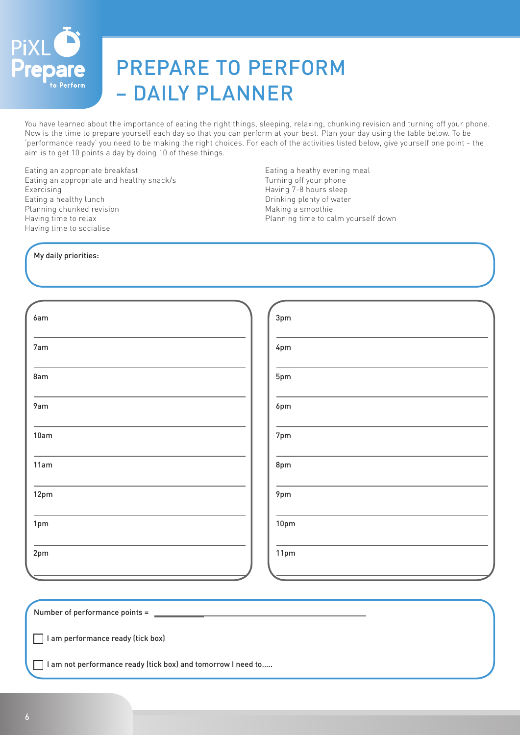# PREPARE TO PERFORM – DAILY PLANNER

You have learned about the importance of eating the right things, sleeping, relaxing, chunking revision and turning off your phone. Now is the time to prepare yourself each day so that you can perform at your best. Plan your day using the table below. To be 'performance ready' you need to be making the right choices. For each of the activities listed below, give yourself one point - the aim is to get 10 points a day by doing 10 of these things.

Eating an appropriate breakfast
Eating an appropriate and healthy snack/s
Exercising
Eating a healthy lunch
Planning chunked revision
Having time to relax
Having time to socialise
Eating a heathy evening meal
Turning off your phone
Having 7-8 hours sleep
Drinking plenty of water
Making a smoothie
Planning time to calm yourself down

My daily priorities:

| | |
|---|---|
| 6am | 3pm |
| 7am | 4pm |
| 8am | 5pm |
| 9am | 6pm |
| 10am | 7pm |
| 11am | 8pm |
| 12pm | 9pm |
| 1pm | 10pm |
| 2pm | 11pm |

Number of performance points = ______________________

☐ I am performance ready (tick box)

☐ I am not performance ready (tick box) and tomorrow I need to.....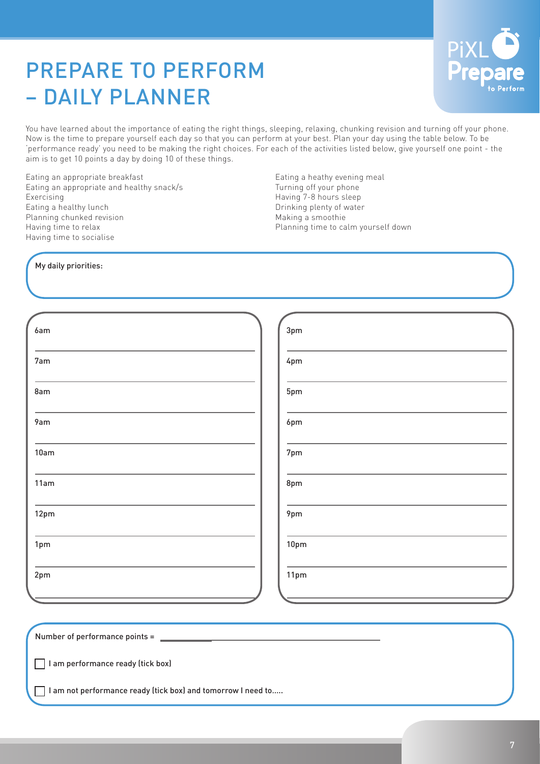# PREPARE TO PERFORM – DAILY PLANNER

You have learned about the importance of eating the right things, sleeping, relaxing, chunking revision and turning off your phone. Now is the time to prepare yourself each day so that you can perform at your best. Plan your day using the table below. To be 'performance ready' you need to be making the right choices. For each of the activities listed below, give yourself one point - the aim is to get 10 points a day by doing 10 of these things.

- Eating an appropriate breakfast
- Eating an appropriate and healthy snack/s
- Exercising
- Eating a healthy lunch
- Planning chunked revision
- Having time to relax
- Having time to socialise
- Eating a heathy evening meal
- Turning off your phone
- Having 7-8 hours sleep
- Drinking plenty of water
- Making a smoothie
- Planning time to calm yourself down

My daily priorities:

| | |
|---|---|
| 6am | 3pm |
| 7am | 4pm |
| 8am | 5pm |
| 9am | 6pm |
| 10am | 7pm |
| 11am | 8pm |
| 12pm | 9pm |
| 1pm | 10pm |
| 2pm | 11pm |

Number of performance points = ______________________

☐ I am performance ready (tick box)

☐ I am not performance ready (tick box) and tomorrow I need to.....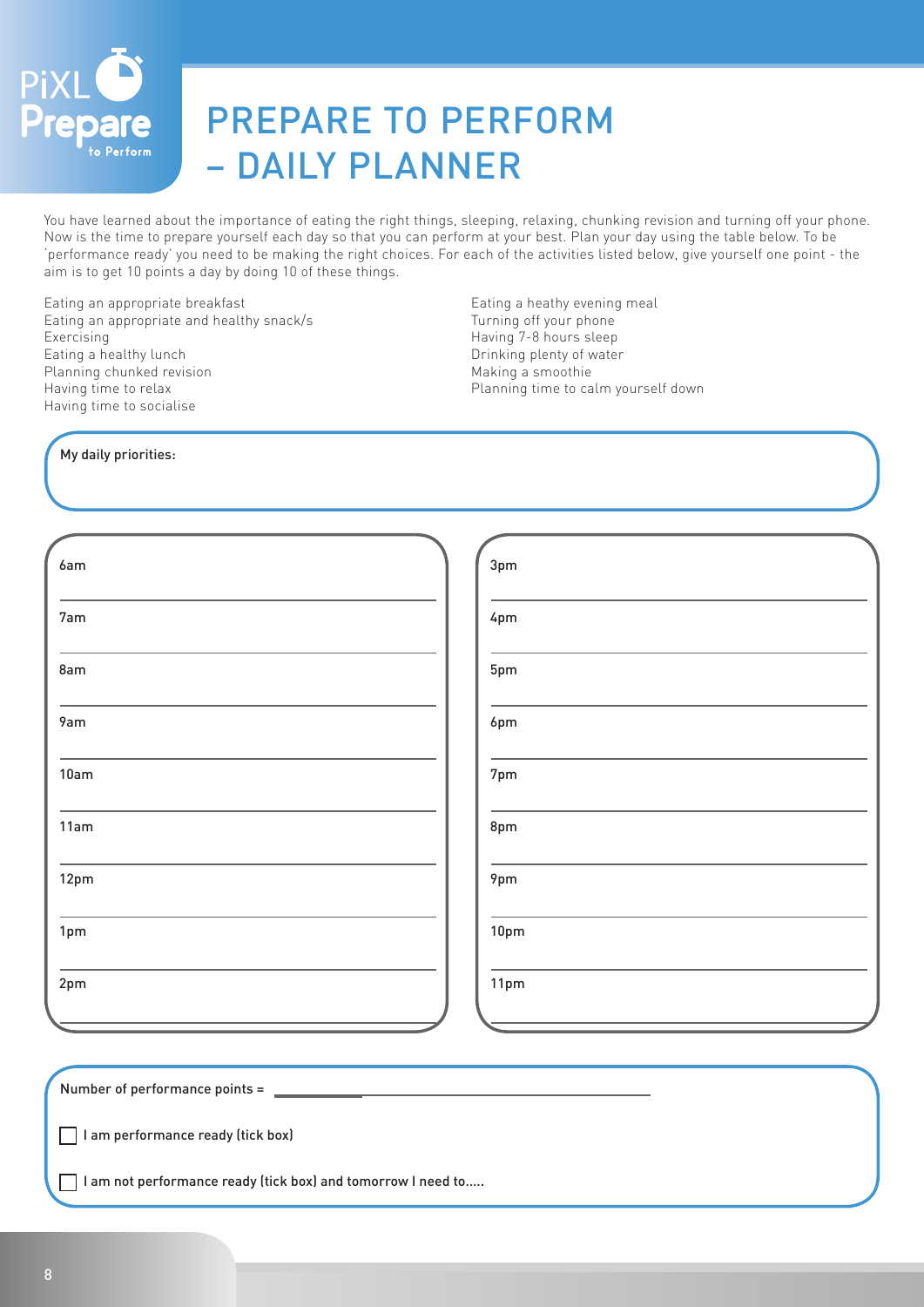# PREPARE TO PERFORM – DAILY PLANNER

You have learned about the importance of eating the right things, sleeping, relaxing, chunking revision and turning off your phone. Now is the time to prepare yourself each day so that you can perform at your best. Plan your day using the table below. To be 'performance ready' you need to be making the right choices. For each of the activities listed below, give yourself one point - the aim is to get 10 points a day by doing 10 of these things.

Eating an appropriate breakfast
Eating an appropriate and healthy snack/s
Exercising
Eating a healthy lunch
Planning chunked revision
Having time to relax
Having time to socialise
Eating a heathy evening meal
Turning off your phone
Having 7-8 hours sleep
Drinking plenty of water
Making a smoothie
Planning time to calm yourself down

My daily priorities:

| | |
|---|---|
| 6am | 3pm |
| 7am | 4pm |
| 8am | 5pm |
| 9am | 6pm |
| 10am | 7pm |
| 11am | 8pm |
| 12pm | 9pm |
| 1pm | 10pm |
| 2pm | 11pm |

Number of performance points = ____________________

☐ I am performance ready (tick box)

☐ I am not performance ready (tick box) and tomorrow I need to.....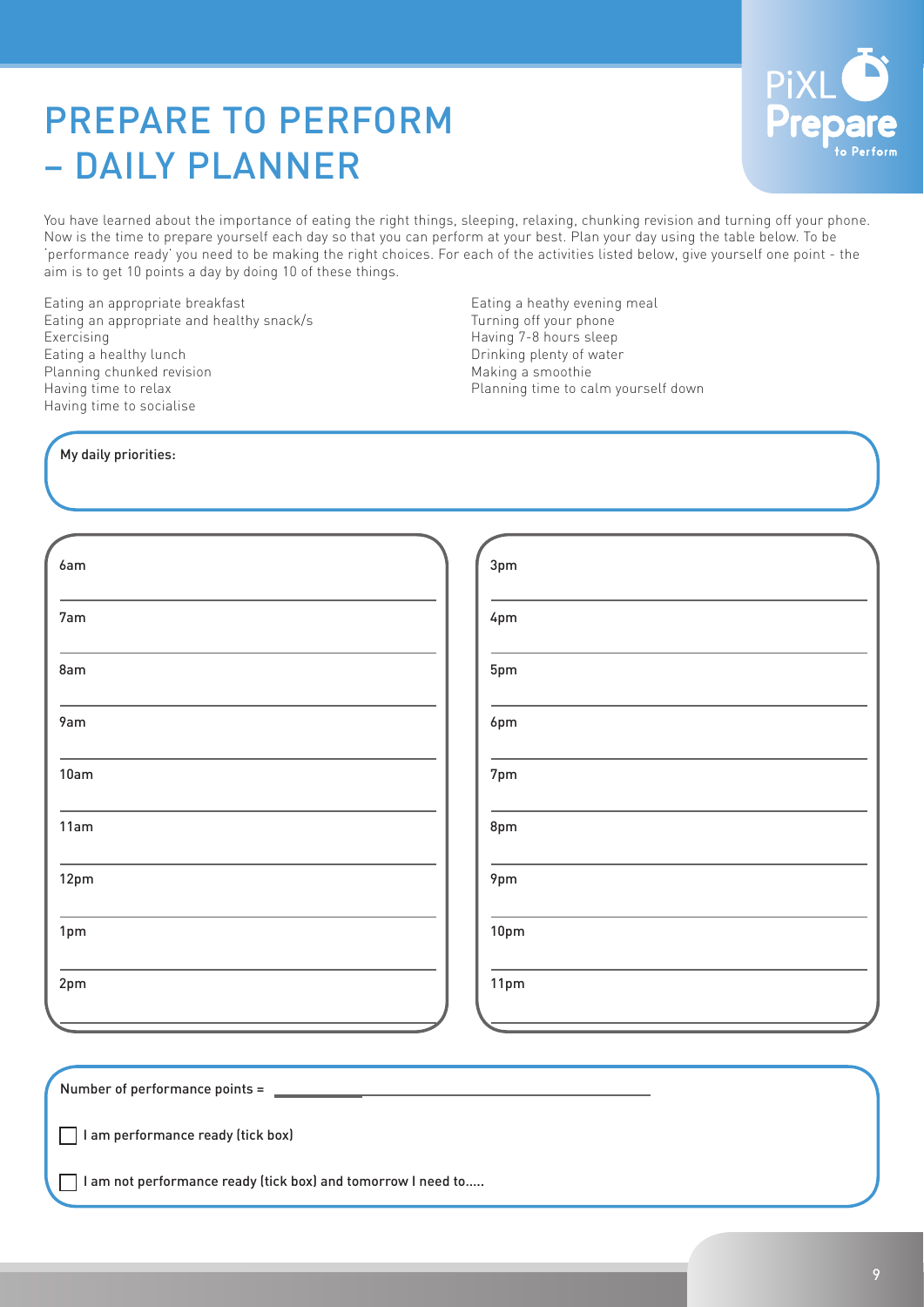# PREPARE TO PERFORM – DAILY PLANNER

You have learned about the importance of eating the right things, sleeping, relaxing, chunking revision and turning off your phone. Now is the time to prepare yourself each day so that you can perform at your best. Plan your day using the table below. To be 'performance ready' you need to be making the right choices. For each of the activities listed below, give yourself one point - the aim is to get 10 points a day by doing 10 of these things.

Eating an appropriate breakfast
Eating an appropriate and healthy snack/s
Exercising
Eating a healthy lunch
Planning chunked revision
Having time to relax
Having time to socialise
Eating a heathy evening meal
Turning off your phone
Having 7-8 hours sleep
Drinking plenty of water
Making a smoothie
Planning time to calm yourself down

My daily priorities:

| | |
|---|---|
| 6am | 3pm |
| 7am | 4pm |
| 8am | 5pm |
| 9am | 6pm |
| 10am | 7pm |
| 11am | 8pm |
| 12pm | 9pm |
| 1pm | 10pm |
| 2pm | 11pm |

Number of performance points = ____________________

☐ I am performance ready (tick box)

☐ I am not performance ready (tick box) and tomorrow I need to.....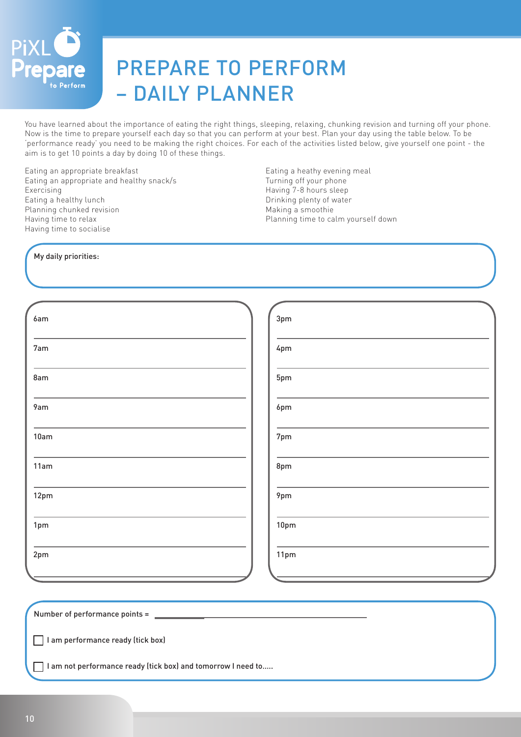# PREPARE TO PERFORM – DAILY PLANNER

You have learned about the importance of eating the right things, sleeping, relaxing, chunking revision and turning off your phone. Now is the time to prepare yourself each day so that you can perform at your best. Plan your day using the table below. To be 'performance ready' you need to be making the right choices. For each of the activities listed below, give yourself one point - the aim is to get 10 points a day by doing 10 of these things.

Eating an appropriate breakfast
Eating an appropriate and healthy snack/s
Exercising
Eating a healthy lunch
Planning chunked revision
Having time to relax
Having time to socialise
Eating a heathy evening meal
Turning off your phone
Having 7-8 hours sleep
Drinking plenty of water
Making a smoothie
Planning time to calm yourself down

My daily priorities:

| Time | | Time | |
|---|---|---|---|
| 6am | | 3pm | |
| 7am | | 4pm | |
| 8am | | 5pm | |
| 9am | | 6pm | |
| 10am | | 7pm | |
| 11am | | 8pm | |
| 12pm | | 9pm | |
| 1pm | | 10pm | |
| 2pm | | 11pm | |

Number of performance points = ____________________

☐ I am performance ready (tick box)

☐ I am not performance ready (tick box) and tomorrow I need to.....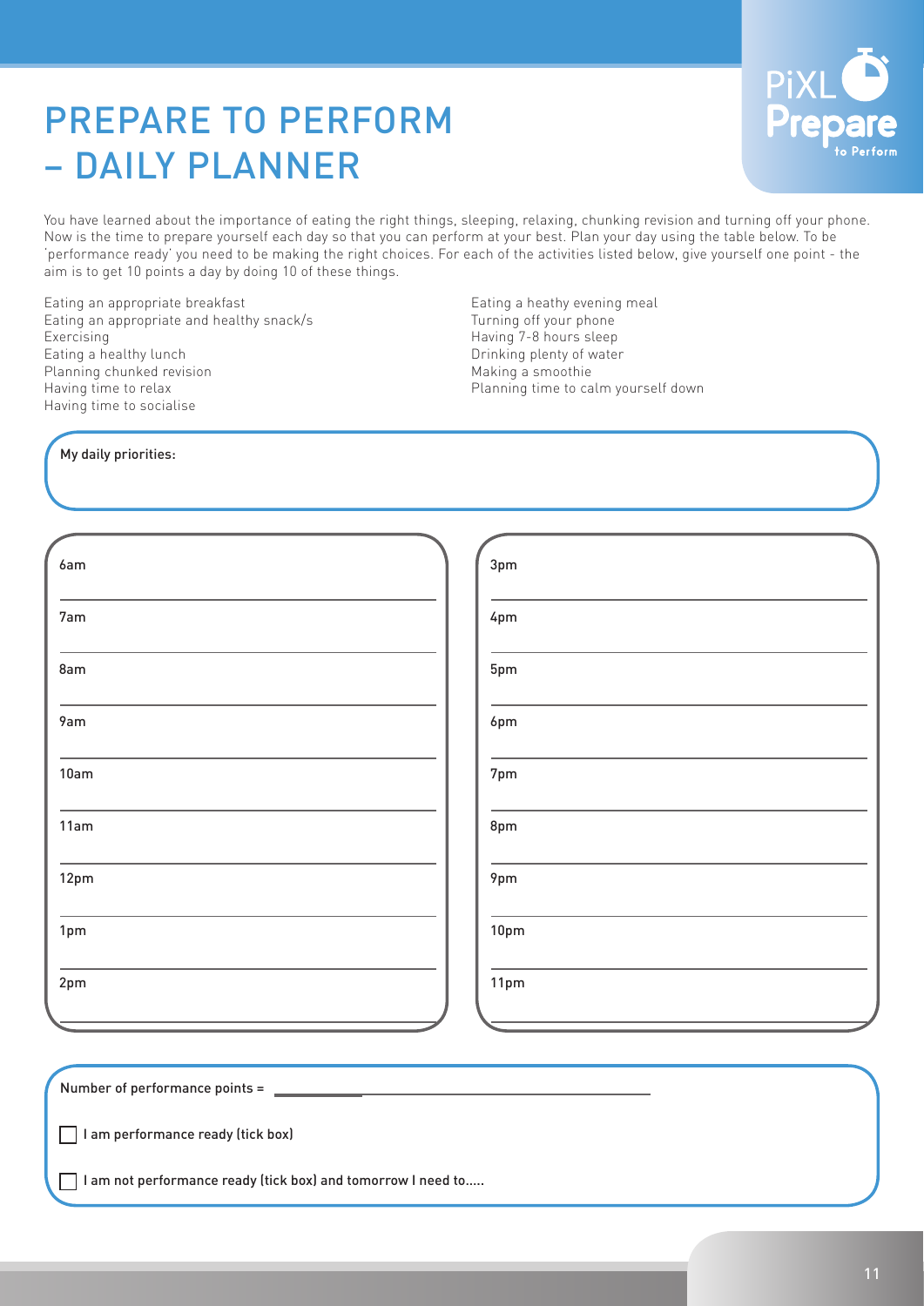# PREPARE TO PERFORM – DAILY PLANNER

You have learned about the importance of eating the right things, sleeping, relaxing, chunking revision and turning off your phone. Now is the time to prepare yourself each day so that you can perform at your best. Plan your day using the table below. To be 'performance ready' you need to be making the right choices. For each of the activities listed below, give yourself one point - the aim is to get 10 points a day by doing 10 of these things.

Eating an appropriate breakfast
Eating an appropriate and healthy snack/s
Exercising
Eating a healthy lunch
Planning chunked revision
Having time to relax
Having time to socialise
Eating a heathy evening meal
Turning off your phone
Having 7-8 hours sleep
Drinking plenty of water
Making a smoothie
Planning time to calm yourself down

My daily priorities:

| Time | | Time | |
|---|---|---|---|
| 6am | | 3pm | |
| 7am | | 4pm | |
| 8am | | 5pm | |
| 9am | | 6pm | |
| 10am | | 7pm | |
| 11am | | 8pm | |
| 12pm | | 9pm | |
| 1pm | | 10pm | |
| 2pm | | 11pm | |

Number of performance points = ______________________

☐ I am performance ready (tick box)

☐ I am not performance ready (tick box) and tomorrow I need to.....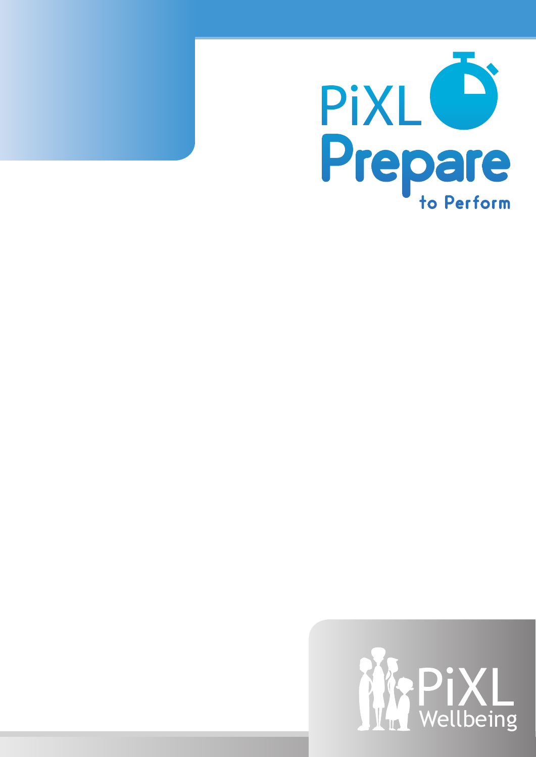PiXL

Prepare

to Perform

PiXL

Wellbeing